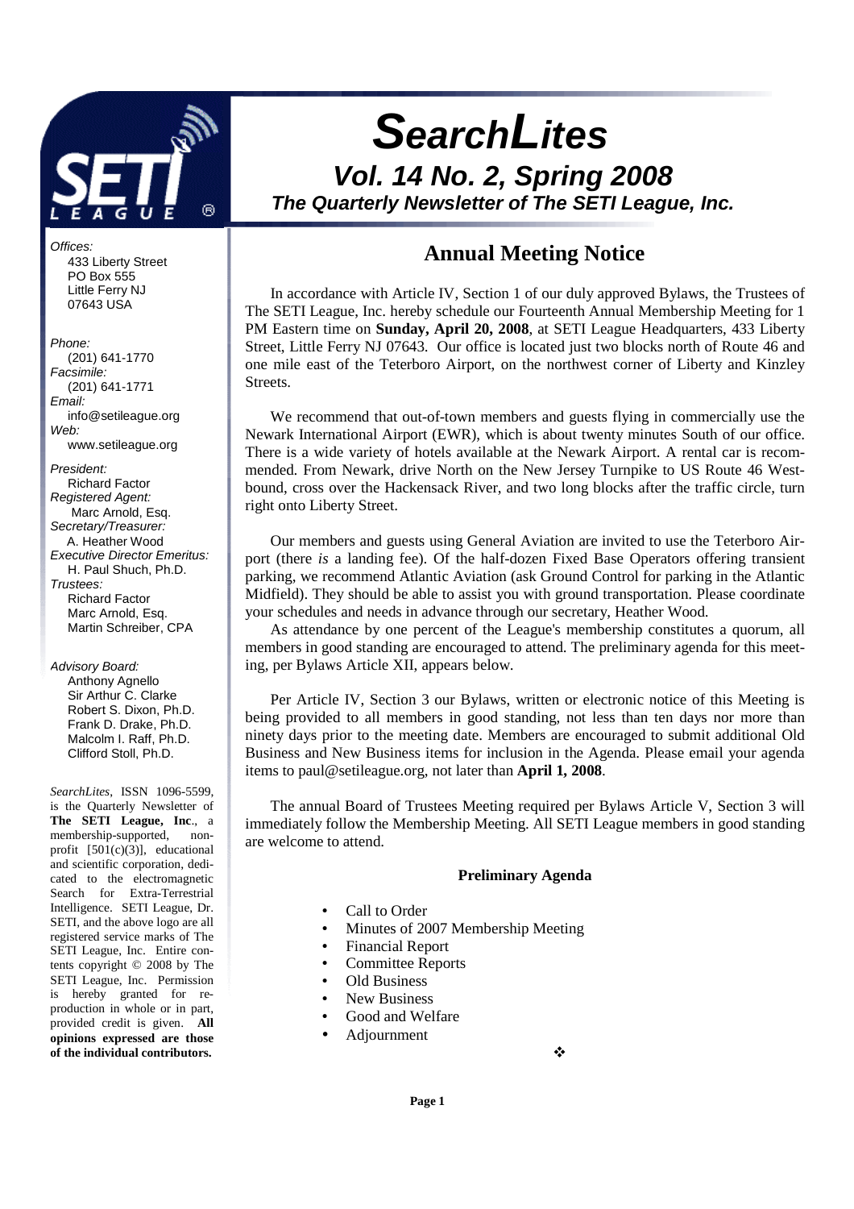# SearchLites

## Vol. 14 No. 2, Spring 2008

### The Quarterly Newsletter of The SETI League, Inc.

*Offices:*
433 Liberty Street
PO Box 555
Little Ferry NJ
07643 USA

*Phone:*
(201) 641-1770
*Facsimile:*
(201) 641-1771
*Email:*
info@setileague.org
*Web:*
www.setileague.org

*President:*
Richard Factor
*Registered Agent:*
Marc Arnold, Esq.
*Secretary/Treasurer:*
A. Heather Wood
*Executive Director Emeritus:*
H. Paul Shuch, Ph.D.
*Trustees:*
Richard Factor
Marc Arnold, Esq.
Martin Schreiber, CPA

*Advisory Board:*
Anthony Agnello
Sir Arthur C. Clarke
Robert S. Dixon, Ph.D.
Frank D. Drake, Ph.D.
Malcolm I. Raff, Ph.D.
Clifford Stoll, Ph.D.

*SearchLites*, ISSN 1096-5599, is the Quarterly Newsletter of **The SETI League, Inc**., a membership-supported, non-profit [501(c)(3)], educational and scientific corporation, dedicated to the electromagnetic Search for Extra-Terrestrial Intelligence. SETI League, Dr. SETI, and the above logo are all registered service marks of The SETI League, Inc. Entire contents copyright © 2008 by The SETI League, Inc. Permission is hereby granted for reproduction in whole or in part, provided credit is given. **All opinions expressed are those of the individual contributors.**

## Annual Meeting Notice

In accordance with Article IV, Section 1 of our duly approved Bylaws, the Trustees of The SETI League, Inc. hereby schedule our Fourteenth Annual Membership Meeting for 1 PM Eastern time on **Sunday, April 20, 2008**, at SETI League Headquarters, 433 Liberty Street, Little Ferry NJ 07643. Our office is located just two blocks north of Route 46 and one mile east of the Teterboro Airport, on the northwest corner of Liberty and Kinzley Streets.

We recommend that out-of-town members and guests flying in commercially use the Newark International Airport (EWR), which is about twenty minutes South of our office. There is a wide variety of hotels available at the Newark Airport. A rental car is recommended. From Newark, drive North on the New Jersey Turnpike to US Route 46 Westbound, cross over the Hackensack River, and two long blocks after the traffic circle, turn right onto Liberty Street.

Our members and guests using General Aviation are invited to use the Teterboro Airport (there *is* a landing fee). Of the half-dozen Fixed Base Operators offering transient parking, we recommend Atlantic Aviation (ask Ground Control for parking in the Atlantic Midfield). They should be able to assist you with ground transportation. Please coordinate your schedules and needs in advance through our secretary, Heather Wood.

As attendance by one percent of the League's membership constitutes a quorum, all members in good standing are encouraged to attend. The preliminary agenda for this meeting, per Bylaws Article XII, appears below.

Per Article IV, Section 3 our Bylaws, written or electronic notice of this Meeting is being provided to all members in good standing, not less than ten days nor more than ninety days prior to the meeting date. Members are encouraged to submit additional Old Business and New Business items for inclusion in the Agenda. Please email your agenda items to paul@setileague.org, not later than **April 1, 2008**.

The annual Board of Trustees Meeting required per Bylaws Article V, Section 3 will immediately follow the Membership Meeting. All SETI League members in good standing are welcome to attend.

**Preliminary Agenda**

- Call to Order
- Minutes of 2007 Membership Meeting
- Financial Report
- Committee Reports
- Old Business
- New Business
- Good and Welfare
- Adjournment

❖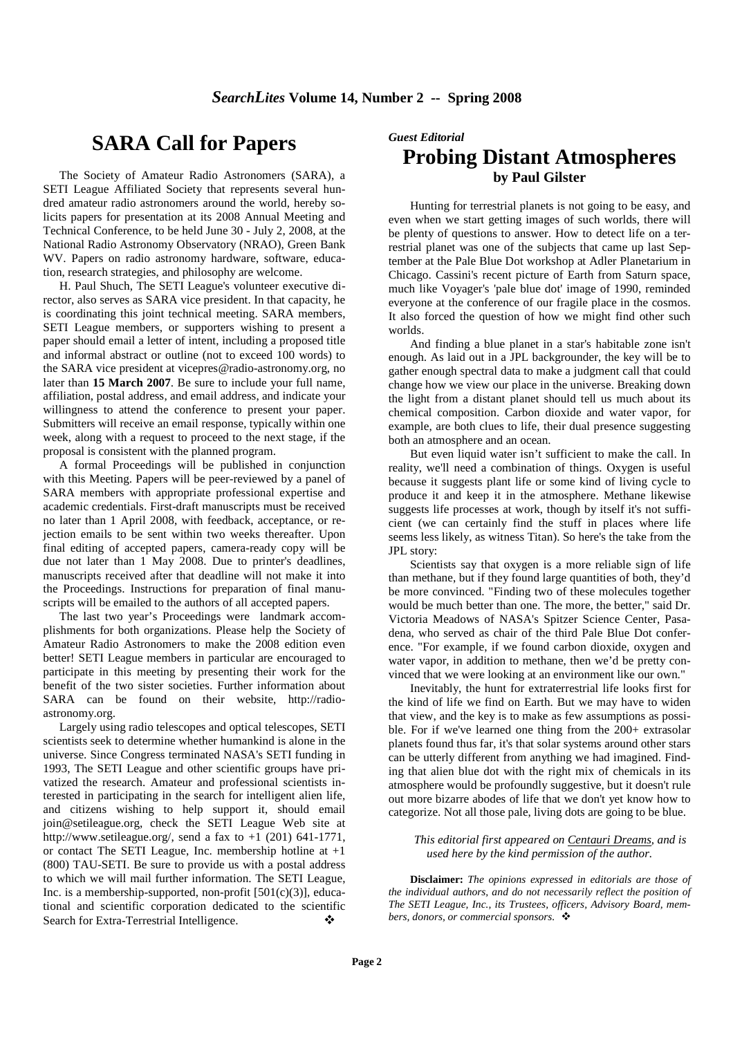# SARA Call for Papers

The Society of Amateur Radio Astronomers (SARA), a SETI League Affiliated Society that represents several hundred amateur radio astronomers around the world, hereby solicits papers for presentation at its 2008 Annual Meeting and Technical Conference, to be held June 30 - July 2, 2008, at the National Radio Astronomy Observatory (NRAO), Green Bank WV. Papers on radio astronomy hardware, software, education, research strategies, and philosophy are welcome.

H. Paul Shuch, The SETI League's volunteer executive director, also serves as SARA vice president. In that capacity, he is coordinating this joint technical meeting. SARA members, SETI League members, or supporters wishing to present a paper should email a letter of intent, including a proposed title and informal abstract or outline (not to exceed 100 words) to the SARA vice president at vicepres@radio-astronomy.org, no later than **15 March 2007**. Be sure to include your full name, affiliation, postal address, and email address, and indicate your willingness to attend the conference to present your paper. Submitters will receive an email response, typically within one week, along with a request to proceed to the next stage, if the proposal is consistent with the planned program.

A formal Proceedings will be published in conjunction with this Meeting. Papers will be peer-reviewed by a panel of SARA members with appropriate professional expertise and academic credentials. First-draft manuscripts must be received no later than 1 April 2008, with feedback, acceptance, or rejection emails to be sent within two weeks thereafter. Upon final editing of accepted papers, camera-ready copy will be due not later than 1 May 2008. Due to printer's deadlines, manuscripts received after that deadline will not make it into the Proceedings. Instructions for preparation of final manuscripts will be emailed to the authors of all accepted papers.

The last two year's Proceedings were landmark accomplishments for both organizations. Please help the Society of Amateur Radio Astronomers to make the 2008 edition even better! SETI League members in particular are encouraged to participate in this meeting by presenting their work for the benefit of the two sister societies. Further information about SARA can be found on their website, http://radio-astronomy.org.

Largely using radio telescopes and optical telescopes, SETI scientists seek to determine whether humankind is alone in the universe. Since Congress terminated NASA's SETI funding in 1993, The SETI League and other scientific groups have privatized the research. Amateur and professional scientists interested in participating in the search for intelligent alien life, and citizens wishing to help support it, should email join@setileague.org, check the SETI League Web site at http://www.setileague.org/, send a fax to +1 (201) 641-1771, or contact The SETI League, Inc. membership hotline at +1 (800) TAU-SETI. Be sure to provide us with a postal address to which we will mail further information. The SETI League, Inc. is a membership-supported, non-profit [501(c)(3)], educational and scientific corporation dedicated to the scientific Search for Extra-Terrestrial Intelligence. ❖

*Guest Editorial*

# Probing Distant Atmospheres

**by Paul Gilster**

Hunting for terrestrial planets is not going to be easy, and even when we start getting images of such worlds, there will be plenty of questions to answer. How to detect life on a terrestrial planet was one of the subjects that came up last September at the Pale Blue Dot workshop at Adler Planetarium in Chicago. Cassini's recent picture of Earth from Saturn space, much like Voyager's 'pale blue dot' image of 1990, reminded everyone at the conference of our fragile place in the cosmos. It also forced the question of how we might find other such worlds.

And finding a blue planet in a star's habitable zone isn't enough. As laid out in a JPL backgrounder, the key will be to gather enough spectral data to make a judgment call that could change how we view our place in the universe. Breaking down the light from a distant planet should tell us much about its chemical composition. Carbon dioxide and water vapor, for example, are both clues to life, their dual presence suggesting both an atmosphere and an ocean.

But even liquid water isn't sufficient to make the call. In reality, we'll need a combination of things. Oxygen is useful because it suggests plant life or some kind of living cycle to produce it and keep it in the atmosphere. Methane likewise suggests life processes at work, though by itself it's not sufficient (we can certainly find the stuff in places where life seems less likely, as witness Titan). So here's the take from the JPL story:

Scientists say that oxygen is a more reliable sign of life than methane, but if they found large quantities of both, they'd be more convinced. "Finding two of these molecules together would be much better than one. The more, the better," said Dr. Victoria Meadows of NASA's Spitzer Science Center, Pasadena, who served as chair of the third Pale Blue Dot conference. "For example, if we found carbon dioxide, oxygen and water vapor, in addition to methane, then we'd be pretty convinced that we were looking at an environment like our own."

Inevitably, the hunt for extraterrestrial life looks first for the kind of life we find on Earth. But we may have to widen that view, and the key is to make as few assumptions as possible. For if we've learned one thing from the 200+ extrasolar planets found thus far, it's that solar systems around other stars can be utterly different from anything we had imagined. Finding that alien blue dot with the right mix of chemicals in its atmosphere would be profoundly suggestive, but it doesn't rule out more bizarre abodes of life that we don't yet know how to categorize. Not all those pale, living dots are going to be blue.

*This editorial first appeared on Centauri Dreams, and is used here by the kind permission of the author.*

**Disclaimer:** *The opinions expressed in editorials are those of the individual authors, and do not necessarily reflect the position of The SETI League, Inc., its Trustees, officers, Advisory Board, members, donors, or commercial sponsors.* ❖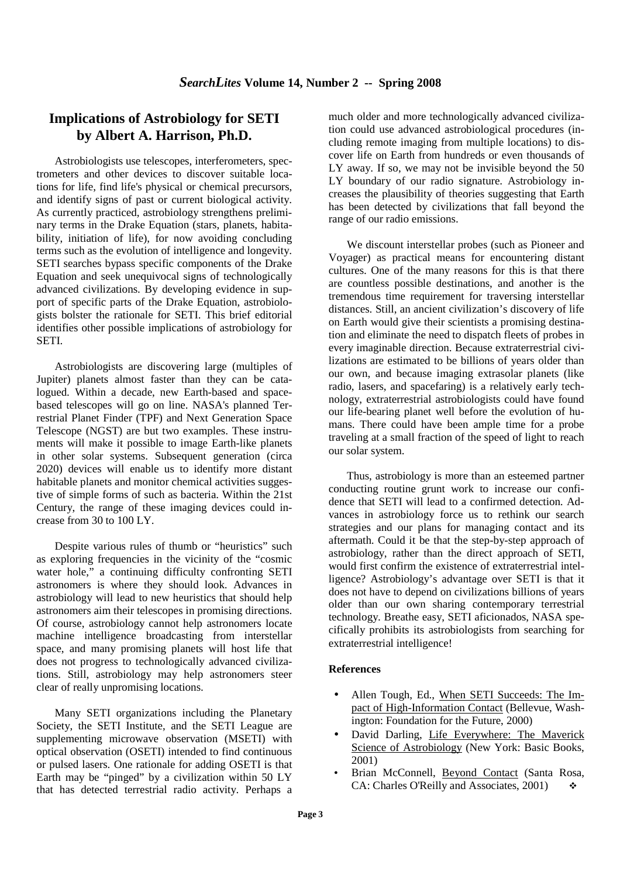## Implications of Astrobiology for SETI by Albert A. Harrison, Ph.D.

Astrobiologists use telescopes, interferometers, spectrometers and other devices to discover suitable locations for life, find life's physical or chemical precursors, and identify signs of past or current biological activity. As currently practiced, astrobiology strengthens preliminary terms in the Drake Equation (stars, planets, habitability, initiation of life), for now avoiding concluding terms such as the evolution of intelligence and longevity. SETI searches bypass specific components of the Drake Equation and seek unequivocal signs of technologically advanced civilizations. By developing evidence in support of specific parts of the Drake Equation, astrobiologists bolster the rationale for SETI. This brief editorial identifies other possible implications of astrobiology for SETI.

Astrobiologists are discovering large (multiples of Jupiter) planets almost faster than they can be catalogued. Within a decade, new Earth-based and space-based telescopes will go on line. NASA's planned Terrestrial Planet Finder (TPF) and Next Generation Space Telescope (NGST) are but two examples. These instruments will make it possible to image Earth-like planets in other solar systems. Subsequent generation (circa 2020) devices will enable us to identify more distant habitable planets and monitor chemical activities suggestive of simple forms of such as bacteria. Within the 21st Century, the range of these imaging devices could increase from 30 to 100 LY.

Despite various rules of thumb or "heuristics" such as exploring frequencies in the vicinity of the "cosmic water hole," a continuing difficulty confronting SETI astronomers is where they should look. Advances in astrobiology will lead to new heuristics that should help astronomers aim their telescopes in promising directions. Of course, astrobiology cannot help astronomers locate machine intelligence broadcasting from interstellar space, and many promising planets will host life that does not progress to technologically advanced civilizations. Still, astrobiology may help astronomers steer clear of really unpromising locations.

Many SETI organizations including the Planetary Society, the SETI Institute, and the SETI League are supplementing microwave observation (MSETI) with optical observation (OSETI) intended to find continuous or pulsed lasers. One rationale for adding OSETI is that Earth may be "pinged" by a civilization within 50 LY that has detected terrestrial radio activity. Perhaps a much older and more technologically advanced civilization could use advanced astrobiological procedures (including remote imaging from multiple locations) to discover life on Earth from hundreds or even thousands of LY away. If so, we may not be invisible beyond the 50 LY boundary of our radio signature. Astrobiology increases the plausibility of theories suggesting that Earth has been detected by civilizations that fall beyond the range of our radio emissions.

We discount interstellar probes (such as Pioneer and Voyager) as practical means for encountering distant cultures. One of the many reasons for this is that there are countless possible destinations, and another is the tremendous time requirement for traversing interstellar distances. Still, an ancient civilization's discovery of life on Earth would give their scientists a promising destination and eliminate the need to dispatch fleets of probes in every imaginable direction. Because extraterrestrial civilizations are estimated to be billions of years older than our own, and because imaging extrasolar planets (like radio, lasers, and spacefaring) is a relatively early technology, extraterrestrial astrobiologists could have found our life-bearing planet well before the evolution of humans. There could have been ample time for a probe traveling at a small fraction of the speed of light to reach our solar system.

Thus, astrobiology is more than an esteemed partner conducting routine grunt work to increase our confidence that SETI will lead to a confirmed detection. Advances in astrobiology force us to rethink our search strategies and our plans for managing contact and its aftermath. Could it be that the step-by-step approach of astrobiology, rather than the direct approach of SETI, would first confirm the existence of extraterrestrial intelligence? Astrobiology's advantage over SETI is that it does not have to depend on civilizations billions of years older than our own sharing contemporary terrestrial technology. Breathe easy, SETI aficionados, NASA specifically prohibits its astrobiologists from searching for extraterrestrial intelligence!

### References

- Allen Tough, Ed., When SETI Succeeds: The Impact of High-Information Contact (Bellevue, Washington: Foundation for the Future, 2000)
- David Darling, Life Everywhere: The Maverick Science of Astrobiology (New York: Basic Books, 2001)
- Brian McConnell, Beyond Contact (Santa Rosa, CA: Charles O'Reilly and Associates, 2001) ❖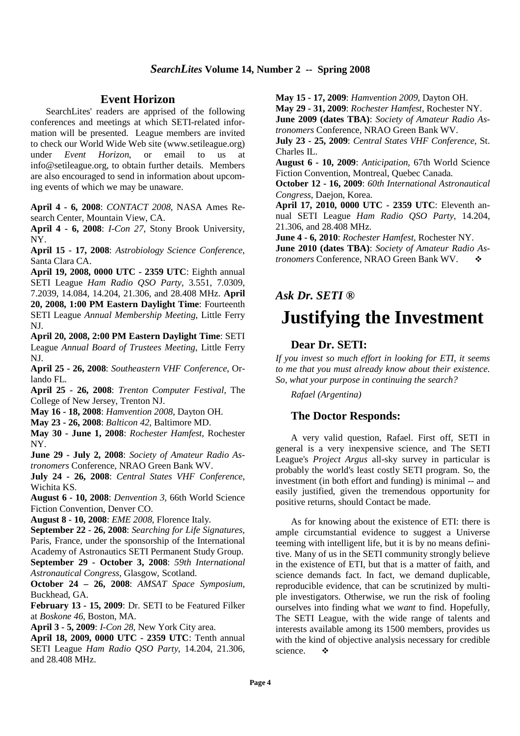## Event Horizon

SearchLites' readers are apprised of the following conferences and meetings at which SETI-related information will be presented. League members are invited to check our World Wide Web site (www.setileague.org) under *Event Horizon*, or email to us at info@setileague.org, to obtain further details. Members are also encouraged to send in information about upcoming events of which we may be unaware.

**April 4 - 6, 2008**: *CONTACT 2008*, NASA Ames Research Center, Mountain View, CA.

**April 4 - 6, 2008**: *I-Con 27*, Stony Brook University, NY.

**April 15 - 17, 2008**: *Astrobiology Science Conference*, Santa Clara CA.

**April 19, 2008, 0000 UTC - 2359 UTC**: Eighth annual SETI League *Ham Radio QSO Party*, 3.551, 7.0309, 7.2039, 14.084, 14.204, 21.306, and 28.408 MHz.

**April 20, 2008, 1:00 PM Eastern Daylight Time**: Fourteenth SETI League *Annual Membership Meeting*, Little Ferry NJ.

**April 20, 2008, 2:00 PM Eastern Daylight Time**: SETI League *Annual Board of Trustees Meeting*, Little Ferry NJ.

**April 25 - 26, 2008**: *Southeastern VHF Conference*, Orlando FL.

**April 25 - 26, 2008**: *Trenton Computer Festival*, The College of New Jersey, Trenton NJ.

**May 16 - 18, 2008**: *Hamvention 2008*, Dayton OH.

**May 23 - 26, 2008**: *Balticon 42*, Baltimore MD.

**May 30 - June 1, 2008**: *Rochester Hamfest*, Rochester NY.

**June 29 - July 2, 2008**: *Society of Amateur Radio Astronomers* Conference, NRAO Green Bank WV.

**July 24 - 26, 2008**: *Central States VHF Conference*, Wichita KS.

**August 6 - 10, 2008**: *Denvention 3*, 66th World Science Fiction Convention, Denver CO.

**August 8 - 10, 2008**: *EME 2008*, Florence Italy.

**September 22 - 26, 2008**: *Searching for Life Signatures*, Paris, France, under the sponsorship of the International Academy of Astronautics SETI Permanent Study Group.

**September 29 - October 3, 2008**: *59th International Astronautical Congress*, Glasgow, Scotland.

**October 24 – 26, 2008**: *AMSAT Space Symposium*, Buckhead, GA.

**February 13 - 15, 2009**: Dr. SETI to be Featured Filker at *Boskone 46*, Boston, MA.

**April 3 - 5, 2009**: *I-Con 28*, New York City area.

**April 18, 2009, 0000 UTC - 2359 UTC**: Tenth annual SETI League *Ham Radio QSO Party*, 14.204, 21.306, and 28.408 MHz.

**May 15 - 17, 2009**: *Hamvention 2009*, Dayton OH.

**May 29 - 31, 2009**: *Rochester Hamfest*, Rochester NY.

**June 2009 (dates TBA)**: *Society of Amateur Radio Astronomers* Conference, NRAO Green Bank WV.

**July 23 - 25, 2009**: *Central States VHF Conference*, St. Charles IL.

**August 6 - 10, 2009**: *Anticipation*, 67th World Science Fiction Convention, Montreal, Quebec Canada.

**October 12 - 16, 2009**: *60th International Astronautical Congress*, Daejon, Korea.

**April 17, 2010, 0000 UTC - 2359 UTC**: Eleventh annual SETI League *Ham Radio QSO Party*, 14.204, 21.306, and 28.408 MHz.

**June 4 - 6, 2010**: *Rochester Hamfest*, Rochester NY.

**June 2010 (dates TBA)**: *Society of Amateur Radio Astronomers* Conference, NRAO Green Bank WV. ❖

### *Ask Dr. SETI ®*

# Justifying the Investment

### Dear Dr. SETI:

*If you invest so much effort in looking for ETI, it seems to me that you must already know about their existence. So, what your purpose in continuing the search?*

*Rafael (Argentina)*

### The Doctor Responds:

A very valid question, Rafael. First off, SETI in general is a very inexpensive science, and The SETI League's *Project Argus* all-sky survey in particular is probably the world's least costly SETI program. So, the investment (in both effort and funding) is minimal -- and easily justified, given the tremendous opportunity for positive returns, should Contact be made.

As for knowing about the existence of ETI: there is ample circumstantial evidence to suggest a Universe teeming with intelligent life, but it is by no means definitive. Many of us in the SETI community strongly believe in the existence of ETI, but that is a matter of faith, and science demands fact. In fact, we demand duplicable, reproducible evidence, that can be scrutinized by multiple investigators. Otherwise, we run the risk of fooling ourselves into finding what we *want* to find. Hopefully, The SETI League, with the wide range of talents and interests available among its 1500 members, provides us with the kind of objective analysis necessary for credible science. ❖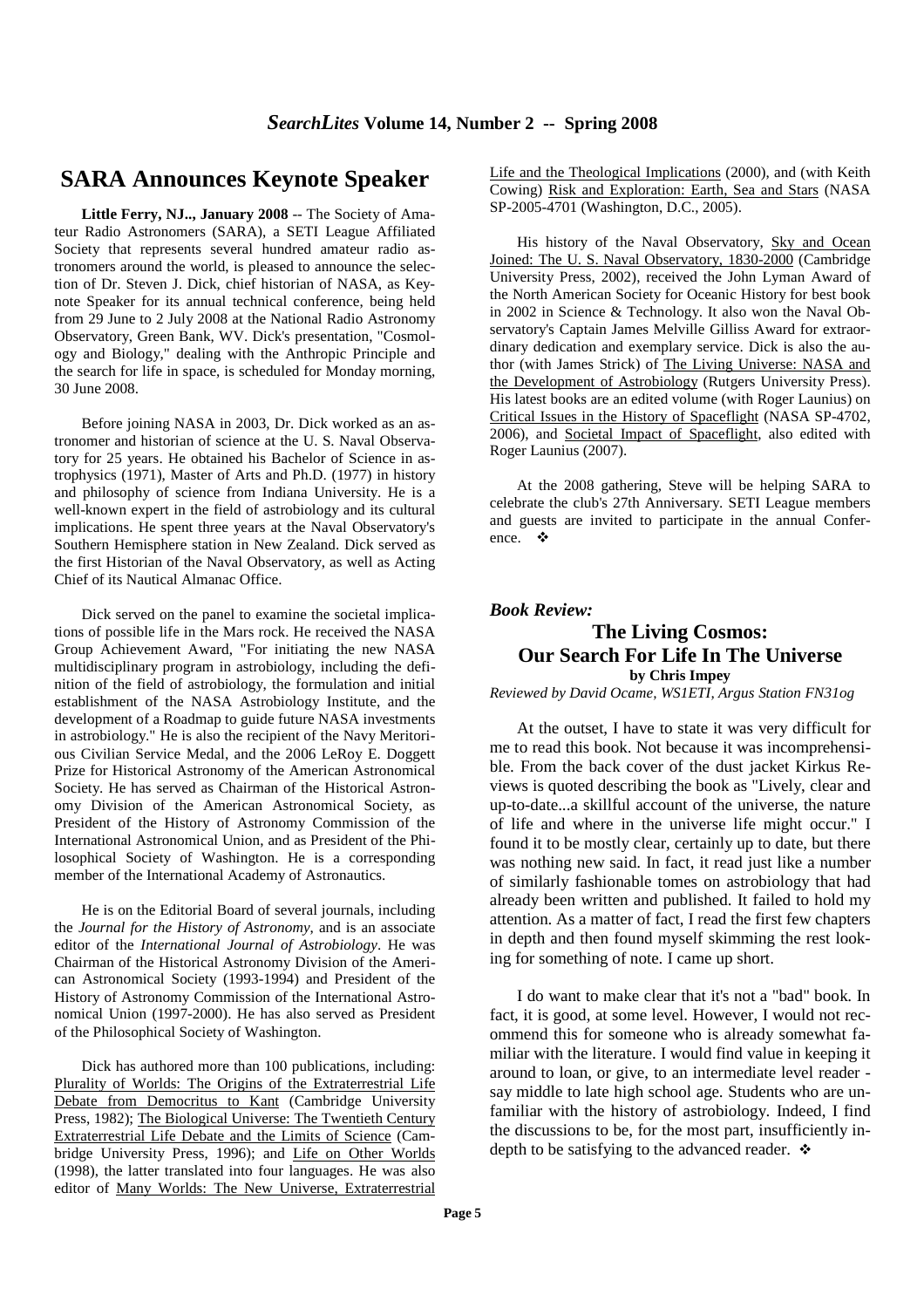## SARA Announces Keynote Speaker

**Little Ferry, NJ.., January 2008** -- The Society of Amateur Radio Astronomers (SARA), a SETI League Affiliated Society that represents several hundred amateur radio astronomers around the world, is pleased to announce the selection of Dr. Steven J. Dick, chief historian of NASA, as Keynote Speaker for its annual technical conference, being held from 29 June to 2 July 2008 at the National Radio Astronomy Observatory, Green Bank, WV. Dick's presentation, "Cosmology and Biology," dealing with the Anthropic Principle and the search for life in space, is scheduled for Monday morning, 30 June 2008.

Before joining NASA in 2003, Dr. Dick worked as an astronomer and historian of science at the U. S. Naval Observatory for 25 years. He obtained his Bachelor of Science in astrophysics (1971), Master of Arts and Ph.D. (1977) in history and philosophy of science from Indiana University. He is a well-known expert in the field of astrobiology and its cultural implications. He spent three years at the Naval Observatory's Southern Hemisphere station in New Zealand. Dick served as the first Historian of the Naval Observatory, as well as Acting Chief of its Nautical Almanac Office.

Dick served on the panel to examine the societal implications of possible life in the Mars rock. He received the NASA Group Achievement Award, "For initiating the new NASA multidisciplinary program in astrobiology, including the definition of the field of astrobiology, the formulation and initial establishment of the NASA Astrobiology Institute, and the development of a Roadmap to guide future NASA investments in astrobiology." He is also the recipient of the Navy Meritorious Civilian Service Medal, and the 2006 LeRoy E. Doggett Prize for Historical Astronomy of the American Astronomical Society. He has served as Chairman of the Historical Astronomy Division of the American Astronomical Society, as President of the History of Astronomy Commission of the International Astronomical Union, and as President of the Philosophical Society of Washington. He is a corresponding member of the International Academy of Astronautics.

He is on the Editorial Board of several journals, including the *Journal for the History of Astronomy*, and is an associate editor of the *International Journal of Astrobiology*. He was Chairman of the Historical Astronomy Division of the American Astronomical Society (1993-1994) and President of the History of Astronomy Commission of the International Astronomical Union (1997-2000). He has also served as President of the Philosophical Society of Washington.

Dick has authored more than 100 publications, including: Plurality of Worlds: The Origins of the Extraterrestrial Life Debate from Democritus to Kant (Cambridge University Press, 1982); The Biological Universe: The Twentieth Century Extraterrestrial Life Debate and the Limits of Science (Cambridge University Press, 1996); and Life on Other Worlds (1998), the latter translated into four languages. He was also editor of Many Worlds: The New Universe, Extraterrestrial Life and the Theological Implications (2000), and (with Keith Cowing) Risk and Exploration: Earth, Sea and Stars (NASA SP-2005-4701 (Washington, D.C., 2005).

His history of the Naval Observatory, Sky and Ocean Joined: The U. S. Naval Observatory, 1830-2000 (Cambridge University Press, 2002), received the John Lyman Award of the North American Society for Oceanic History for best book in 2002 in Science & Technology. It also won the Naval Observatory's Captain James Melville Gilliss Award for extraordinary dedication and exemplary service. Dick is also the author (with James Strick) of The Living Universe: NASA and the Development of Astrobiology (Rutgers University Press). His latest books are an edited volume (with Roger Launius) on Critical Issues in the History of Spaceflight (NASA SP-4702, 2006), and Societal Impact of Spaceflight, also edited with Roger Launius (2007).

At the 2008 gathering, Steve will be helping SARA to celebrate the club's 27th Anniversary. SETI League members and guests are invited to participate in the annual Conference. ❖

***Book Review:***

## The Living Cosmos: Our Search For Life In The Universe

**by Chris Impey**

*Reviewed by David Ocame, WS1ETI, Argus Station FN31og*

At the outset, I have to state it was very difficult for me to read this book. Not because it was incomprehensible. From the back cover of the dust jacket Kirkus Reviews is quoted describing the book as "Lively, clear and up-to-date...a skillful account of the universe, the nature of life and where in the universe life might occur." I found it to be mostly clear, certainly up to date, but there was nothing new said. In fact, it read just like a number of similarly fashionable tomes on astrobiology that had already been written and published. It failed to hold my attention. As a matter of fact, I read the first few chapters in depth and then found myself skimming the rest looking for something of note. I came up short.

I do want to make clear that it's not a "bad" book. In fact, it is good, at some level. However, I would not recommend this for someone who is already somewhat familiar with the literature. I would find value in keeping it around to loan, or give, to an intermediate level reader - say middle to late high school age. Students who are unfamiliar with the history of astrobiology. Indeed, I find the discussions to be, for the most part, insufficiently in-depth to be satisfying to the advanced reader. ❖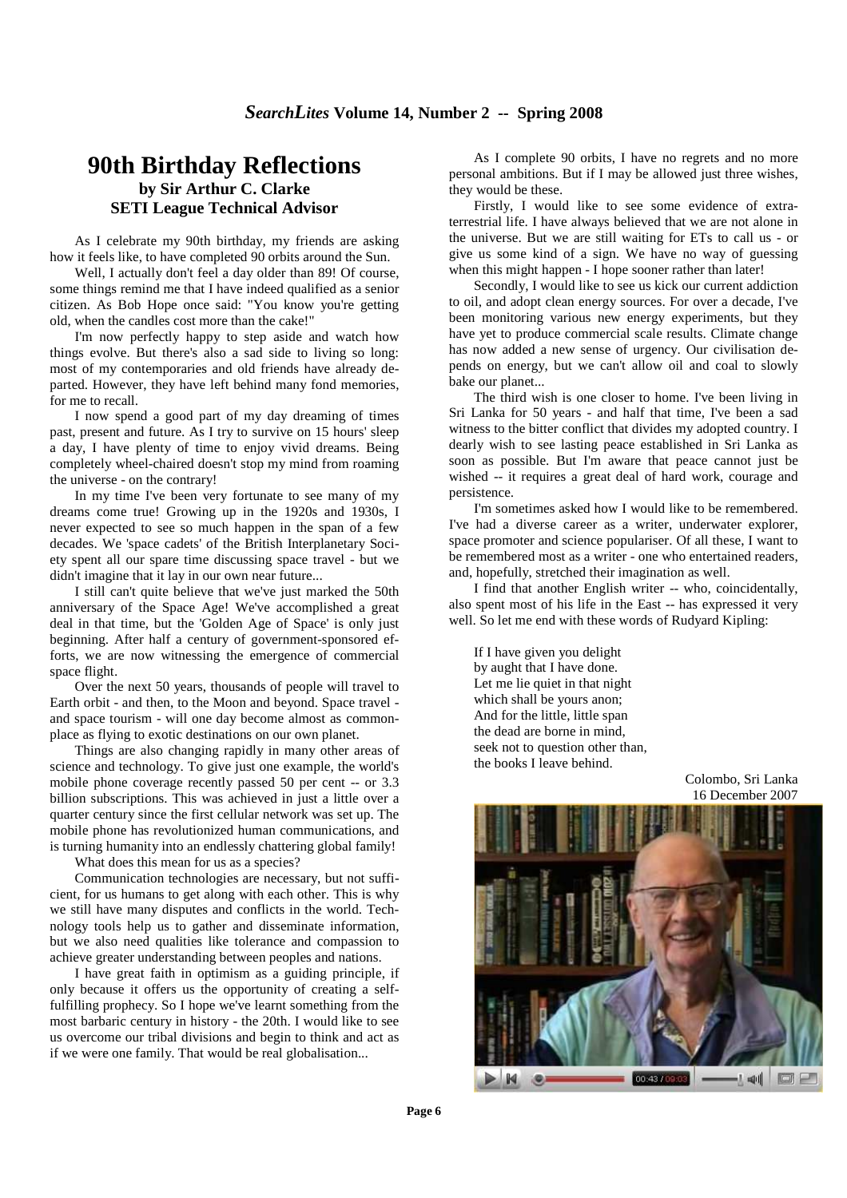# 90th Birthday Reflections

**by Sir Arthur C. Clarke**
**SETI League Technical Advisor**

As I celebrate my 90th birthday, my friends are asking how it feels like, to have completed 90 orbits around the Sun.

Well, I actually don't feel a day older than 89! Of course, some things remind me that I have indeed qualified as a senior citizen. As Bob Hope once said: "You know you're getting old, when the candles cost more than the cake!"

I'm now perfectly happy to step aside and watch how things evolve. But there's also a sad side to living so long: most of my contemporaries and old friends have already departed. However, they have left behind many fond memories, for me to recall.

I now spend a good part of my day dreaming of times past, present and future. As I try to survive on 15 hours' sleep a day, I have plenty of time to enjoy vivid dreams. Being completely wheel-chaired doesn't stop my mind from roaming the universe - on the contrary!

In my time I've been very fortunate to see many of my dreams come true! Growing up in the 1920s and 1930s, I never expected to see so much happen in the span of a few decades. We 'space cadets' of the British Interplanetary Society spent all our spare time discussing space travel - but we didn't imagine that it lay in our own near future...

I still can't quite believe that we've just marked the 50th anniversary of the Space Age! We've accomplished a great deal in that time, but the 'Golden Age of Space' is only just beginning. After half a century of government-sponsored efforts, we are now witnessing the emergence of commercial space flight.

Over the next 50 years, thousands of people will travel to Earth orbit - and then, to the Moon and beyond. Space travel - and space tourism - will one day become almost as commonplace as flying to exotic destinations on our own planet.

Things are also changing rapidly in many other areas of science and technology. To give just one example, the world's mobile phone coverage recently passed 50 per cent -- or 3.3 billion subscriptions. This was achieved in just a little over a quarter century since the first cellular network was set up. The mobile phone has revolutionized human communications, and is turning humanity into an endlessly chattering global family!

What does this mean for us as a species?

Communication technologies are necessary, but not sufficient, for us humans to get along with each other. This is why we still have many disputes and conflicts in the world. Technology tools help us to gather and disseminate information, but we also need qualities like tolerance and compassion to achieve greater understanding between peoples and nations.

I have great faith in optimism as a guiding principle, if only because it offers us the opportunity of creating a self-fulfilling prophecy. So I hope we've learnt something from the most barbaric century in history - the 20th. I would like to see us overcome our tribal divisions and begin to think and act as if we were one family. That would be real globalisation...

As I complete 90 orbits, I have no regrets and no more personal ambitions. But if I may be allowed just three wishes, they would be these.

Firstly, I would like to see some evidence of extraterrestrial life. I have always believed that we are not alone in the universe. But we are still waiting for ETs to call us - or give us some kind of a sign. We have no way of guessing when this might happen - I hope sooner rather than later!

Secondly, I would like to see us kick our current addiction to oil, and adopt clean energy sources. For over a decade, I've been monitoring various new energy experiments, but they have yet to produce commercial scale results. Climate change has now added a new sense of urgency. Our civilisation depends on energy, but we can't allow oil and coal to slowly bake our planet...

The third wish is one closer to home. I've been living in Sri Lanka for 50 years - and half that time, I've been a sad witness to the bitter conflict that divides my adopted country. I dearly wish to see lasting peace established in Sri Lanka as soon as possible. But I'm aware that peace cannot just be wished -- it requires a great deal of hard work, courage and persistence.

I'm sometimes asked how I would like to be remembered. I've had a diverse career as a writer, underwater explorer, space promoter and science populariser. Of all these, I want to be remembered most as a writer - one who entertained readers, and, hopefully, stretched their imagination as well.

I find that another English writer -- who, coincidentally, also spent most of his life in the East -- has expressed it very well. So let me end with these words of Rudyard Kipling:

> If I have given you delight
> by aught that I have done.
> Let me lie quiet in that night
> which shall be yours anon;
> And for the little, little span
> the dead are borne in mind,
> seek not to question other than,
> the books I leave behind.

Colombo, Sri Lanka
16 December 2007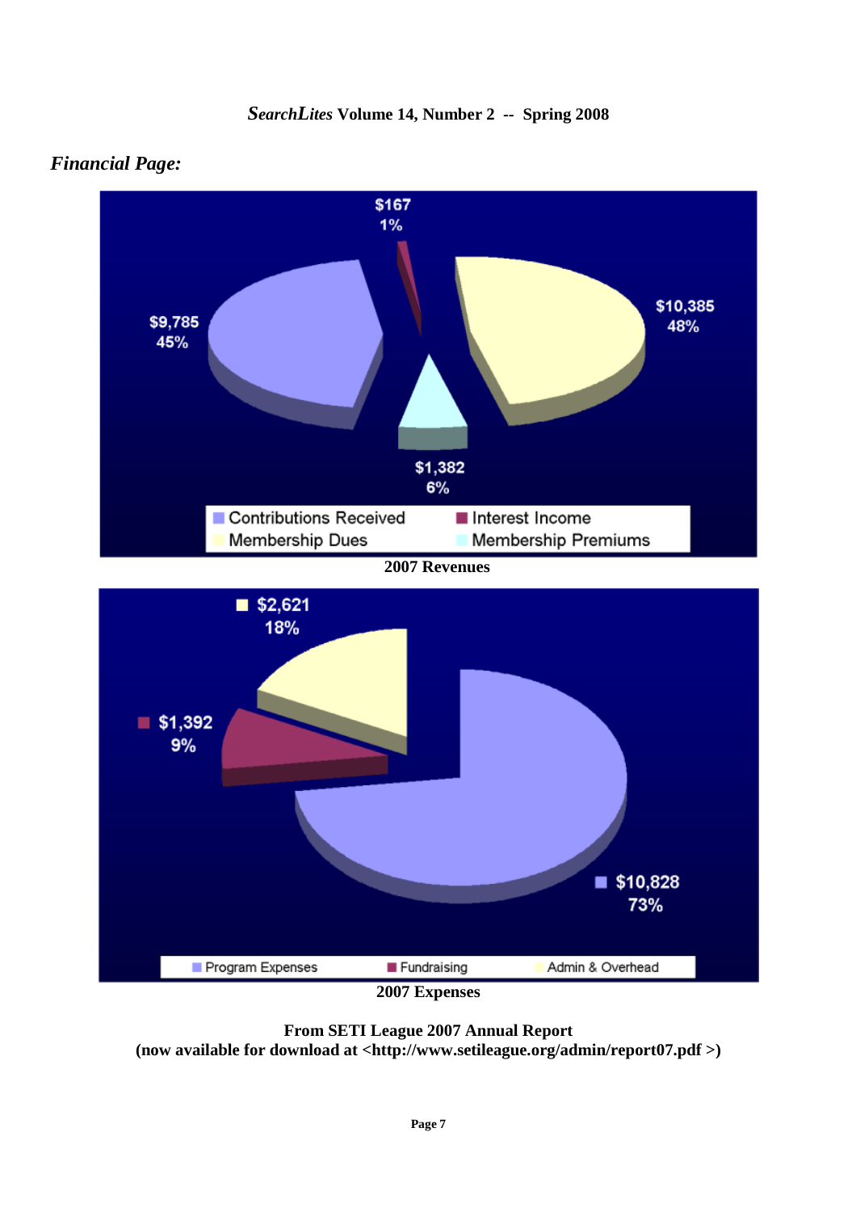*Financial Page:*

**2007 Revenues**

| Category | Amount | Percent |
| --- | --- | --- |
| Contributions Received | $9,785 | 45% |
| Interest Income | $167 | 1% |
| Membership Dues | $10,385 | 48% |
| Membership Premiums | $1,382 | 6% |

**2007 Expenses**

| Category | Amount | Percent |
| --- | --- | --- |
| Program Expenses | $10,828 | 73% |
| Fundraising | $1,392 | 9% |
| Admin & Overhead | $2,621 | 18% |

**From SETI League 2007 Annual Report**
**(now available for download at <http://www.setileague.org/admin/report07.pdf >)**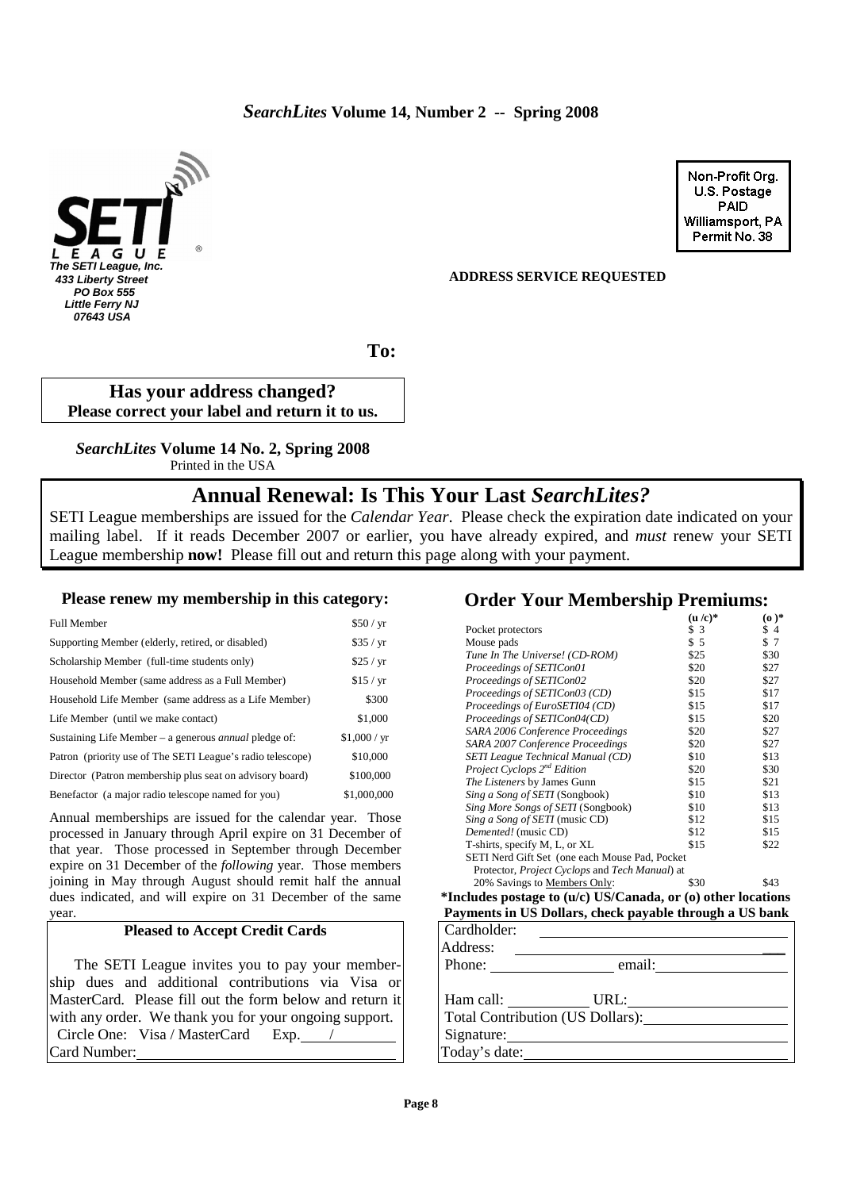***SearchLites* Volume 14, Number 2 -- Spring 2008**

SETI LEAGUE ®

***The SETI League, Inc.***
***433 Liberty Street***
***PO Box 555***
***Little Ferry NJ***
***07643 USA***

Non-Profit Org.
U.S. Postage
PAID
Williamsport, PA
Permit No. 38

**ADDRESS SERVICE REQUESTED**

**To:**

**Has your address changed?**
**Please correct your label and return it to us.**

***SearchLites* Volume 14 No. 2, Spring 2008**
Printed in the USA

# Annual Renewal: Is This Your Last *SearchLites?*

SETI League memberships are issued for the *Calendar Year*. Please check the expiration date indicated on your mailing label. If it reads December 2007 or earlier, you have already expired, and *must* renew your SETI League membership **now!** Please fill out and return this page along with your payment.

## Please renew my membership in this category:

| | |
|---|---|
| Full Member | $50 / yr |
| Supporting Member (elderly, retired, or disabled) | $35 / yr |
| Scholarship Member (full-time students only) | $25 / yr |
| Household Member (same address as a Full Member) | $15 / yr |
| Household Life Member (same address as a Life Member) | $300 |
| Life Member (until we make contact) | $1,000 |
| Sustaining Life Member – a generous *annual* pledge of: | $1,000 / yr |
| Patron (priority use of The SETI League's radio telescope) | $10,000 |
| Director (Patron membership plus seat on advisory board) | $100,000 |
| Benefactor (a major radio telescope named for you) | $1,000,000 |

Annual memberships are issued for the calendar year. Those processed in January through April expire on 31 December of that year. Those processed in September through December expire on 31 December of the *following* year. Those members joining in May through August should remit half the annual dues indicated, and will expire on 31 December of the same year.

### Pleased to Accept Credit Cards

The SETI League invites you to pay your membership dues and additional contributions via Visa or MasterCard. Please fill out the form below and return it with any order. We thank you for your ongoing support.

Circle One: Visa / MasterCard Exp. ____/________

Card Number:________________________________

## Order Your Membership Premiums:

| | (u /c)* | (o )* |
|---|---|---|
| Pocket protectors | $ 3 | $ 4 |
| Mouse pads | $ 5 | $ 7 |
| *Tune In The Universe! (CD-ROM)* | $25 | $30 |
| *Proceedings of SETICon01* | $20 | $27 |
| *Proceedings of SETICon02* | $20 | $27 |
| *Proceedings of SETICon03 (CD)* | $15 | $17 |
| *Proceedings of EuroSETI04 (CD)* | $15 | $17 |
| *Proceedings of SETICon04(CD)* | $15 | $20 |
| *SARA 2006 Conference Proceedings* | $20 | $27 |
| *SARA 2007 Conference Proceedings* | $20 | $27 |
| *SETI League Technical Manual (CD)* | $10 | $13 |
| *Project Cyclops 2nd Edition* | $20 | $30 |
| *The Listeners* by James Gunn | $15 | $21 |
| *Sing a Song of SETI* (Songbook) | $10 | $13 |
| *Sing More Songs of SETI* (Songbook) | $10 | $13 |
| *Sing a Song of SETI* (music CD) | $12 | $15 |
| *Demented!* (music CD) | $12 | $15 |
| T-shirts, specify M, L, or XL | $15 | $22 |
| SETI Nerd Gift Set (one each Mouse Pad, Pocket Protector, *Project Cyclops* and *Tech Manual*) at 20% Savings to <u>Members Only</u>: | $30 | $43 |

**\*Includes postage to (u/c) US/Canada, or (o) other locations**
**Payments in US Dollars, check payable through a US bank**

Cardholder: ________________________________

Address: ________________________________

Phone: ________________ email: ________________

Ham call: __________ URL: ____________________

Total Contribution (US Dollars): ________________

Signature: ________________________________

Today's date: ________________________________